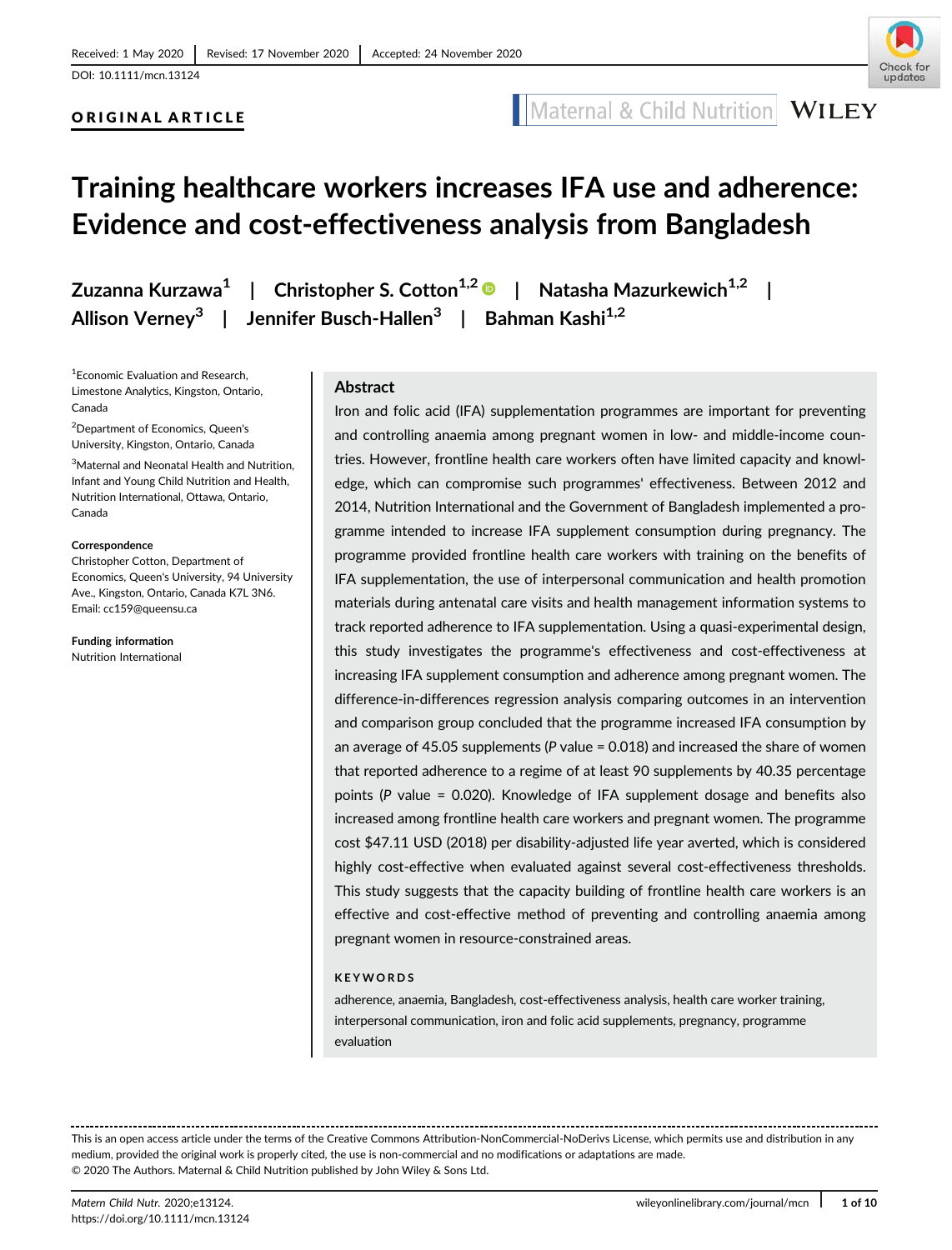Received: 1 May 2020 | Revised: 17 November 2020 | Accepted: 24 November 2020

DOI: 10.1111/mcn.13124

**ORIGINAL ARTICLE**

# Training healthcare workers increases IFA use and adherence: Evidence and cost-effectiveness analysis from Bangladesh

**Zuzanna Kurzawa[1] | Christopher S. Cotton[1,2] | Natasha Mazurkewich[1,2] | Allison Verney[3] | Jennifer Busch-Hallen[3] | Bahman Kashi[1,2]**

[1]Economic Evaluation and Research, Limestone Analytics, Kingston, Ontario, Canada

[2]Department of Economics, Queen's University, Kingston, Ontario, Canada

[3]Maternal and Neonatal Health and Nutrition, Infant and Young Child Nutrition and Health, Nutrition International, Ottawa, Ontario, Canada

**Correspondence**
Christopher Cotton, Department of Economics, Queen's University, 94 University Ave., Kingston, Ontario, Canada K7L 3N6.
Email: cc159@queensu.ca

**Funding information**
Nutrition International

## Abstract

Iron and folic acid (IFA) supplementation programmes are important for preventing and controlling anaemia among pregnant women in low- and middle-income countries. However, frontline health care workers often have limited capacity and knowledge, which can compromise such programmes' effectiveness. Between 2012 and 2014, Nutrition International and the Government of Bangladesh implemented a programme intended to increase IFA supplement consumption during pregnancy. The programme provided frontline health care workers with training on the benefits of IFA supplementation, the use of interpersonal communication and health promotion materials during antenatal care visits and health management information systems to track reported adherence to IFA supplementation. Using a quasi-experimental design, this study investigates the programme's effectiveness and cost-effectiveness at increasing IFA supplement consumption and adherence among pregnant women. The difference-in-differences regression analysis comparing outcomes in an intervention and comparison group concluded that the programme increased IFA consumption by an average of 45.05 supplements (*P* value = 0.018) and increased the share of women that reported adherence to a regime of at least 90 supplements by 40.35 percentage points (*P* value = 0.020). Knowledge of IFA supplement dosage and benefits also increased among frontline health care workers and pregnant women. The programme cost $47.11 USD (2018) per disability-adjusted life year averted, which is considered highly cost-effective when evaluated against several cost-effectiveness thresholds. This study suggests that the capacity building of frontline health care workers is an effective and cost-effective method of preventing and controlling anaemia among pregnant women in resource-constrained areas.

**KEYWORDS**

adherence, anaemia, Bangladesh, cost-effectiveness analysis, health care worker training, interpersonal communication, iron and folic acid supplements, pregnancy, programme evaluation

This is an open access article under the terms of the Creative Commons Attribution-NonCommercial-NoDerivs License, which permits use and distribution in any medium, provided the original work is properly cited, the use is non-commercial and no modifications or adaptations are made.
© 2020 The Authors. Maternal & Child Nutrition published by John Wiley & Sons Ltd.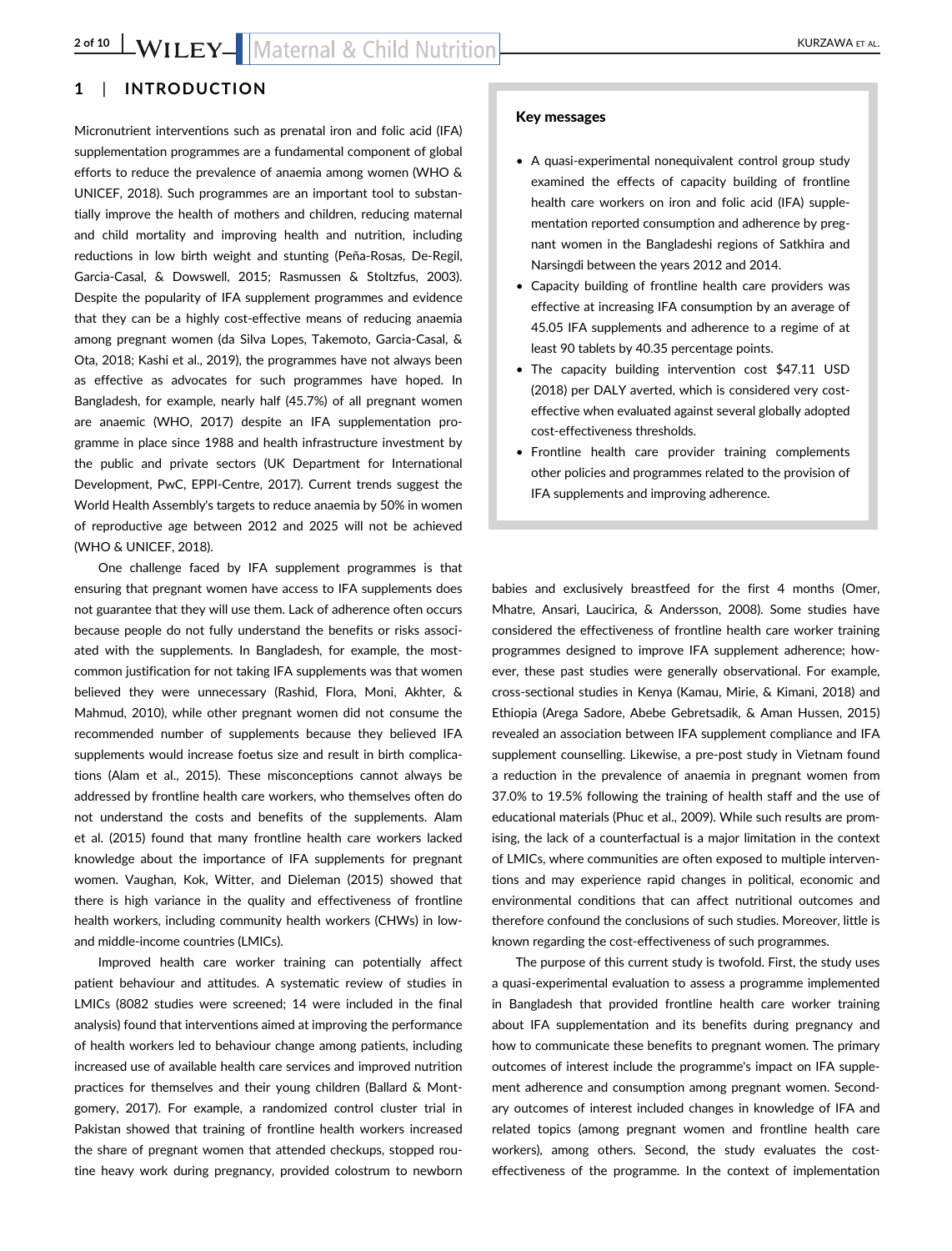## 1 | INTRODUCTION

Micronutrient interventions such as prenatal iron and folic acid (IFA) supplementation programmes are a fundamental component of global efforts to reduce the prevalence of anaemia among women (WHO & UNICEF, 2018). Such programmes are an important tool to substantially improve the health of mothers and children, reducing maternal and child mortality and improving health and nutrition, including reductions in low birth weight and stunting (Peña-Rosas, De-Regil, Garcia-Casal, & Dowswell, 2015; Rasmussen & Stoltzfus, 2003). Despite the popularity of IFA supplement programmes and evidence that they can be a highly cost-effective means of reducing anaemia among pregnant women (da Silva Lopes, Takemoto, Garcia-Casal, & Ota, 2018; Kashi et al., 2019), the programmes have not always been as effective as advocates for such programmes have hoped. In Bangladesh, for example, nearly half (45.7%) of all pregnant women are anaemic (WHO, 2017) despite an IFA supplementation programme in place since 1988 and health infrastructure investment by the public and private sectors (UK Department for International Development, PwC, EPPI-Centre, 2017). Current trends suggest the World Health Assembly's targets to reduce anaemia by 50% in women of reproductive age between 2012 and 2025 will not be achieved (WHO & UNICEF, 2018).

One challenge faced by IFA supplement programmes is that ensuring that pregnant women have access to IFA supplements does not guarantee that they will use them. Lack of adherence often occurs because people do not fully understand the benefits or risks associated with the supplements. In Bangladesh, for example, the most-common justification for not taking IFA supplements was that women believed they were unnecessary (Rashid, Flora, Moni, Akhter, & Mahmud, 2010), while other pregnant women did not consume the recommended number of supplements because they believed IFA supplements would increase foetus size and result in birth complications (Alam et al., 2015). These misconceptions cannot always be addressed by frontline health care workers, who themselves often do not understand the costs and benefits of the supplements. Alam et al. (2015) found that many frontline health care workers lacked knowledge about the importance of IFA supplements for pregnant women. Vaughan, Kok, Witter, and Dieleman (2015) showed that there is high variance in the quality and effectiveness of frontline health workers, including community health workers (CHWs) in low- and middle-income countries (LMICs).

Improved health care worker training can potentially affect patient behaviour and attitudes. A systematic review of studies in LMICs (8082 studies were screened; 14 were included in the final analysis) found that interventions aimed at improving the performance of health workers led to behaviour change among patients, including increased use of available health care services and improved nutrition practices for themselves and their young children (Ballard & Montgomery, 2017). For example, a randomized control cluster trial in Pakistan showed that training of frontline health workers increased the share of pregnant women that attended checkups, stopped routine heavy work during pregnancy, provided colostrum to newborn babies and exclusively breastfeed for the first 4 months (Omer, Mhatre, Ansari, Laucirica, & Andersson, 2008). Some studies have considered the effectiveness of frontline health care worker training programmes designed to improve IFA supplement adherence; however, these past studies were generally observational. For example, cross-sectional studies in Kenya (Kamau, Mirie, & Kimani, 2018) and Ethiopia (Arega Sadore, Abebe Gebretsadik, & Aman Hussen, 2015) revealed an association between IFA supplement compliance and IFA supplement counselling. Likewise, a pre-post study in Vietnam found a reduction in the prevalence of anaemia in pregnant women from 37.0% to 19.5% following the training of health staff and the use of educational materials (Phuc et al., 2009). While such results are promising, the lack of a counterfactual is a major limitation in the context of LMICs, where communities are often exposed to multiple interventions and may experience rapid changes in political, economic and environmental conditions that can affect nutritional outcomes and therefore confound the conclusions of such studies. Moreover, little is known regarding the cost-effectiveness of such programmes.

The purpose of this current study is twofold. First, the study uses a quasi-experimental evaluation to assess a programme implemented in Bangladesh that provided frontline health care worker training about IFA supplementation and its benefits during pregnancy and how to communicate these benefits to pregnant women. The primary outcomes of interest include the programme's impact on IFA supplement adherence and consumption among pregnant women. Secondary outcomes of interest included changes in knowledge of IFA and related topics (among pregnant women and frontline health care workers), among others. Second, the study evaluates the cost-effectiveness of the programme. In the context of implementation

**Key messages**

- A quasi-experimental nonequivalent control group study examined the effects of capacity building of frontline health care workers on iron and folic acid (IFA) supplementation reported consumption and adherence by pregnant women in the Bangladeshi regions of Satkhira and Narsingdi between the years 2012 and 2014.
- Capacity building of frontline health care providers was effective at increasing IFA consumption by an average of 45.05 IFA supplements and adherence to a regime of at least 90 tablets by 40.35 percentage points.
- The capacity building intervention cost $47.11 USD (2018) per DALY averted, which is considered very cost-effective when evaluated against several globally adopted cost-effectiveness thresholds.
- Frontline health care provider training complements other policies and programmes related to the provision of IFA supplements and improving adherence.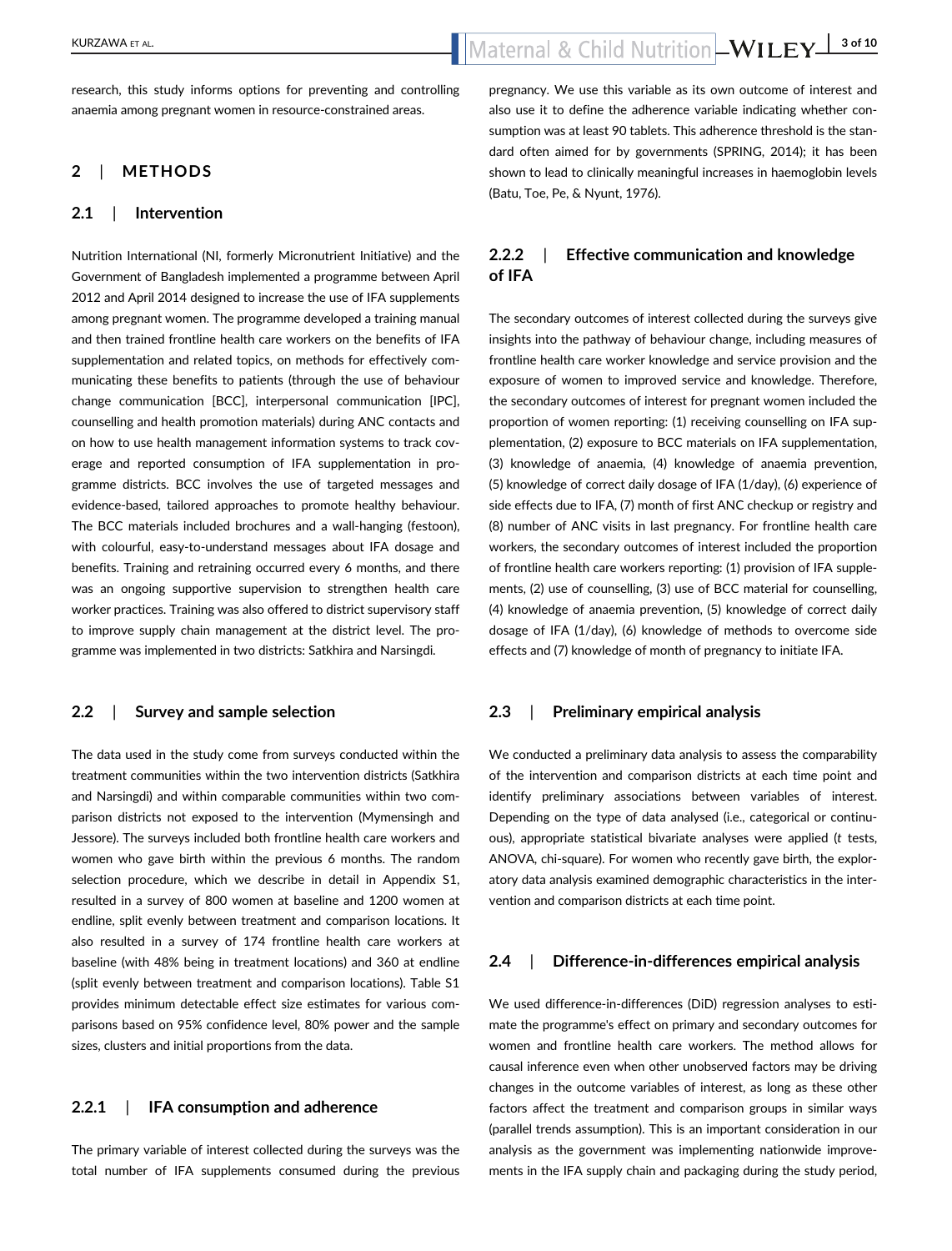research, this study informs options for preventing and controlling anaemia among pregnant women in resource-constrained areas.

## 2 | METHODS

### 2.1 | Intervention

Nutrition International (NI, formerly Micronutrient Initiative) and the Government of Bangladesh implemented a programme between April 2012 and April 2014 designed to increase the use of IFA supplements among pregnant women. The programme developed a training manual and then trained frontline health care workers on the benefits of IFA supplementation and related topics, on methods for effectively communicating these benefits to patients (through the use of behaviour change communication [BCC], interpersonal communication [IPC], counselling and health promotion materials) during ANC contacts and on how to use health management information systems to track coverage and reported consumption of IFA supplementation in programme districts. BCC involves the use of targeted messages and evidence-based, tailored approaches to promote healthy behaviour. The BCC materials included brochures and a wall-hanging (festoon), with colourful, easy-to-understand messages about IFA dosage and benefits. Training and retraining occurred every 6 months, and there was an ongoing supportive supervision to strengthen health care worker practices. Training was also offered to district supervisory staff to improve supply chain management at the district level. The programme was implemented in two districts: Satkhira and Narsingdi.

### 2.2 | Survey and sample selection

The data used in the study come from surveys conducted within the treatment communities within the two intervention districts (Satkhira and Narsingdi) and within comparable communities within two comparison districts not exposed to the intervention (Mymensingh and Jessore). The surveys included both frontline health care workers and women who gave birth within the previous 6 months. The random selection procedure, which we describe in detail in Appendix S1, resulted in a survey of 800 women at baseline and 1200 women at endline, split evenly between treatment and comparison locations. It also resulted in a survey of 174 frontline health care workers at baseline (with 48% being in treatment locations) and 360 at endline (split evenly between treatment and comparison locations). Table S1 provides minimum detectable effect size estimates for various comparisons based on 95% confidence level, 80% power and the sample sizes, clusters and initial proportions from the data.

#### 2.2.1 | IFA consumption and adherence

The primary variable of interest collected during the surveys was the total number of IFA supplements consumed during the previous pregnancy. We use this variable as its own outcome of interest and also use it to define the adherence variable indicating whether consumption was at least 90 tablets. This adherence threshold is the standard often aimed for by governments (SPRING, 2014); it has been shown to lead to clinically meaningful increases in haemoglobin levels (Batu, Toe, Pe, & Nyunt, 1976).

#### 2.2.2 | Effective communication and knowledge of IFA

The secondary outcomes of interest collected during the surveys give insights into the pathway of behaviour change, including measures of frontline health care worker knowledge and service provision and the exposure of women to improved service and knowledge. Therefore, the secondary outcomes of interest for pregnant women included the proportion of women reporting: (1) receiving counselling on IFA supplementation, (2) exposure to BCC materials on IFA supplementation, (3) knowledge of anaemia, (4) knowledge of anaemia prevention, (5) knowledge of correct daily dosage of IFA (1/day), (6) experience of side effects due to IFA, (7) month of first ANC checkup or registry and (8) number of ANC visits in last pregnancy. For frontline health care workers, the secondary outcomes of interest included the proportion of frontline health care workers reporting: (1) provision of IFA supplements, (2) use of counselling, (3) use of BCC material for counselling, (4) knowledge of anaemia prevention, (5) knowledge of correct daily dosage of IFA (1/day), (6) knowledge of methods to overcome side effects and (7) knowledge of month of pregnancy to initiate IFA.

### 2.3 | Preliminary empirical analysis

We conducted a preliminary data analysis to assess the comparability of the intervention and comparison districts at each time point and identify preliminary associations between variables of interest. Depending on the type of data analysed (i.e., categorical or continuous), appropriate statistical bivariate analyses were applied (*t* tests, ANOVA, chi-square). For women who recently gave birth, the exploratory data analysis examined demographic characteristics in the intervention and comparison districts at each time point.

### 2.4 | Difference-in-differences empirical analysis

We used difference-in-differences (DiD) regression analyses to estimate the programme's effect on primary and secondary outcomes for women and frontline health care workers. The method allows for causal inference even when other unobserved factors may be driving changes in the outcome variables of interest, as long as these other factors affect the treatment and comparison groups in similar ways (parallel trends assumption). This is an important consideration in our analysis as the government was implementing nationwide improvements in the IFA supply chain and packaging during the study period,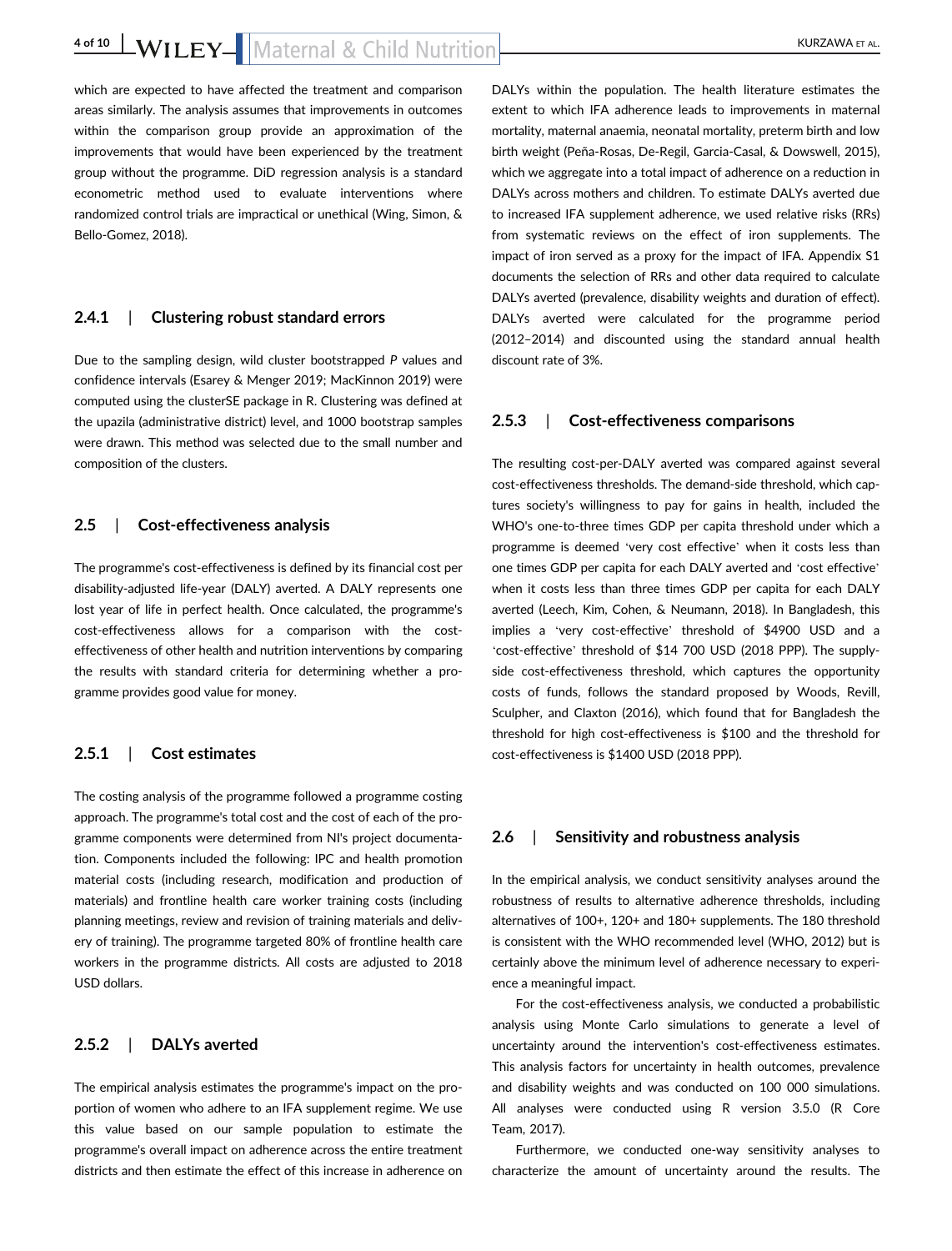which are expected to have affected the treatment and comparison areas similarly. The analysis assumes that improvements in outcomes within the comparison group provide an approximation of the improvements that would have been experienced by the treatment group without the programme. DiD regression analysis is a standard econometric method used to evaluate interventions where randomized control trials are impractical or unethical (Wing, Simon, & Bello-Gomez, 2018).

#### 2.4.1 | Clustering robust standard errors

Due to the sampling design, wild cluster bootstrapped *P* values and confidence intervals (Esarey & Menger 2019; MacKinnon 2019) were computed using the clusterSE package in R. Clustering was defined at the upazila (administrative district) level, and 1000 bootstrap samples were drawn. This method was selected due to the small number and composition of the clusters.

### 2.5 | Cost-effectiveness analysis

The programme's cost-effectiveness is defined by its financial cost per disability-adjusted life-year (DALY) averted. A DALY represents one lost year of life in perfect health. Once calculated, the programme's cost-effectiveness allows for a comparison with the cost-effectiveness of other health and nutrition interventions by comparing the results with standard criteria for determining whether a programme provides good value for money.

#### 2.5.1 | Cost estimates

The costing analysis of the programme followed a programme costing approach. The programme's total cost and the cost of each of the programme components were determined from NI's project documentation. Components included the following: IPC and health promotion material costs (including research, modification and production of materials) and frontline health care worker training costs (including planning meetings, review and revision of training materials and delivery of training). The programme targeted 80% of frontline health care workers in the programme districts. All costs are adjusted to 2018 USD dollars.

#### 2.5.2 | DALYs averted

The empirical analysis estimates the programme's impact on the proportion of women who adhere to an IFA supplement regime. We use this value based on our sample population to estimate the programme's overall impact on adherence across the entire treatment districts and then estimate the effect of this increase in adherence on DALYs within the population. The health literature estimates the extent to which IFA adherence leads to improvements in maternal mortality, maternal anaemia, neonatal mortality, preterm birth and low birth weight (Peña-Rosas, De-Regil, Garcia-Casal, & Dowswell, 2015), which we aggregate into a total impact of adherence on a reduction in DALYs across mothers and children. To estimate DALYs averted due to increased IFA supplement adherence, we used relative risks (RRs) from systematic reviews on the effect of iron supplements. The impact of iron served as a proxy for the impact of IFA. Appendix S1 documents the selection of RRs and other data required to calculate DALYs averted (prevalence, disability weights and duration of effect). DALYs averted were calculated for the programme period (2012–2014) and discounted using the standard annual health discount rate of 3%.

#### 2.5.3 | Cost-effectiveness comparisons

The resulting cost-per-DALY averted was compared against several cost-effectiveness thresholds. The demand-side threshold, which captures society's willingness to pay for gains in health, included the WHO's one-to-three times GDP per capita threshold under which a programme is deemed 'very cost effective' when it costs less than one times GDP per capita for each DALY averted and 'cost effective' when it costs less than three times GDP per capita for each DALY averted (Leech, Kim, Cohen, & Neumann, 2018). In Bangladesh, this implies a 'very cost-effective' threshold of $4900 USD and a 'cost-effective' threshold of $14 700 USD (2018 PPP). The supply-side cost-effectiveness threshold, which captures the opportunity costs of funds, follows the standard proposed by Woods, Revill, Sculpher, and Claxton (2016), which found that for Bangladesh the threshold for high cost-effectiveness is $100 and the threshold for cost-effectiveness is $1400 USD (2018 PPP).

### 2.6 | Sensitivity and robustness analysis

In the empirical analysis, we conduct sensitivity analyses around the robustness of results to alternative adherence thresholds, including alternatives of 100+, 120+ and 180+ supplements. The 180 threshold is consistent with the WHO recommended level (WHO, 2012) but is certainly above the minimum level of adherence necessary to experience a meaningful impact.

For the cost-effectiveness analysis, we conducted a probabilistic analysis using Monte Carlo simulations to generate a level of uncertainty around the intervention's cost-effectiveness estimates. This analysis factors for uncertainty in health outcomes, prevalence and disability weights and was conducted on 100 000 simulations. All analyses were conducted using R version 3.5.0 (R Core Team, 2017).

Furthermore, we conducted one-way sensitivity analyses to characterize the amount of uncertainty around the results. The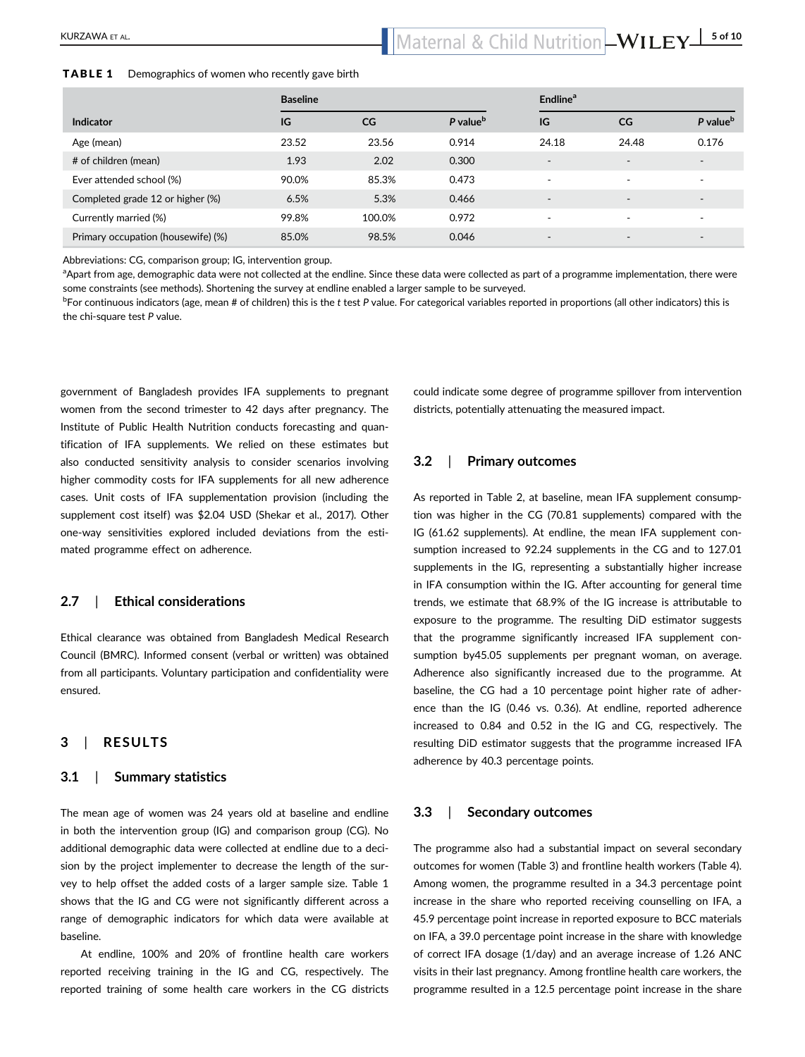**TABLE 1** Demographics of women who recently gave birth

| | Baseline | | | Endline[a] | | |
|---|---|---|---|---|---|---|
| Indicator | IG | CG | P value[b] | IG | CG | P value[b] |
| Age (mean) | 23.52 | 23.56 | 0.914 | 24.18 | 24.48 | 0.176 |
| # of children (mean) | 1.93 | 2.02 | 0.300 | - | - | - |
| Ever attended school (%) | 90.0% | 85.3% | 0.473 | - | - | - |
| Completed grade 12 or higher (%) | 6.5% | 5.3% | 0.466 | - | - | - |
| Currently married (%) | 99.8% | 100.0% | 0.972 | - | - | - |
| Primary occupation (housewife) (%) | 85.0% | 98.5% | 0.046 | - | - | - |

Abbreviations: CG, comparison group; IG, intervention group.

[a]Apart from age, demographic data were not collected at the endline. Since these data were collected as part of a programme implementation, there were some constraints (see methods). Shortening the survey at endline enabled a larger sample to be surveyed.

[b]For continuous indicators (age, mean # of children) this is the *t* test *P* value. For categorical variables reported in proportions (all other indicators) this is the chi-square test *P* value.

government of Bangladesh provides IFA supplements to pregnant women from the second trimester to 42 days after pregnancy. The Institute of Public Health Nutrition conducts forecasting and quantification of IFA supplements. We relied on these estimates but also conducted sensitivity analysis to consider scenarios involving higher commodity costs for IFA supplements for all new adherence cases. Unit costs of IFA supplementation provision (including the supplement cost itself) was $2.04 USD (Shekar et al., 2017). Other one-way sensitivities explored included deviations from the estimated programme effect on adherence.

## 2.7 | Ethical considerations

Ethical clearance was obtained from Bangladesh Medical Research Council (BMRC). Informed consent (verbal or written) was obtained from all participants. Voluntary participation and confidentiality were ensured.

# 3 | RESULTS

## 3.1 | Summary statistics

The mean age of women was 24 years old at baseline and endline in both the intervention group (IG) and comparison group (CG). No additional demographic data were collected at endline due to a decision by the project implementer to decrease the length of the survey to help offset the added costs of a larger sample size. Table 1 shows that the IG and CG were not significantly different across a range of demographic indicators for which data were available at baseline.

At endline, 100% and 20% of frontline health care workers reported receiving training in the IG and CG, respectively. The reported training of some health care workers in the CG districts could indicate some degree of programme spillover from intervention districts, potentially attenuating the measured impact.

## 3.2 | Primary outcomes

As reported in Table 2, at baseline, mean IFA supplement consumption was higher in the CG (70.81 supplements) compared with the IG (61.62 supplements). At endline, the mean IFA supplement consumption increased to 92.24 supplements in the CG and to 127.01 supplements in the IG, representing a substantially higher increase in IFA consumption within the IG. After accounting for general time trends, we estimate that 68.9% of the IG increase is attributable to exposure to the programme. The resulting DiD estimator suggests that the programme significantly increased IFA supplement consumption by45.05 supplements per pregnant woman, on average. Adherence also significantly increased due to the programme. At baseline, the CG had a 10 percentage point higher rate of adherence than the IG (0.46 vs. 0.36). At endline, reported adherence increased to 0.84 and 0.52 in the IG and CG, respectively. The resulting DiD estimator suggests that the programme increased IFA adherence by 40.3 percentage points.

## 3.3 | Secondary outcomes

The programme also had a substantial impact on several secondary outcomes for women (Table 3) and frontline health workers (Table 4). Among women, the programme resulted in a 34.3 percentage point increase in the share who reported receiving counselling on IFA, a 45.9 percentage point increase in reported exposure to BCC materials on IFA, a 39.0 percentage point increase in the share with knowledge of correct IFA dosage (1/day) and an average increase of 1.26 ANC visits in their last pregnancy. Among frontline health care workers, the programme resulted in a 12.5 percentage point increase in the share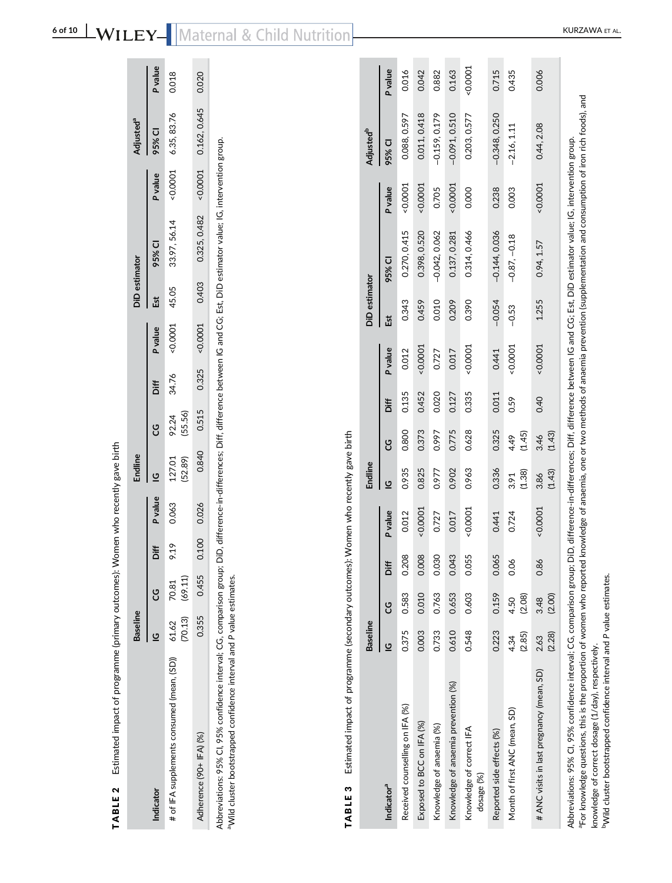**TABLE 2** Estimated impact of programme (primary outcomes): Women who recently gave birth

| Indicator | Baseline | | | | Endline | | | | DiD estimator | | | Adjusted[a] | |
|---|---|---|---|---|---|---|---|---|---|---|---|---|---|
| | IG | CG | Diff | P value | IG | CG | Diff | P value | Est | 95% CI | P value | 95% CI | P value |
| # of IFA supplements consumed (mean, (SD)) | 61.62 (70.13) | 70.81 (69.11) | 9.19 | 0.063 | 127.01 (52.89) | 92.24 (55.56) | 34.76 | <0.0001 | 45.05 | 33.97, 56.14 | <0.0001 | 6.35, 83.76 | 0.018 |
| Adherence (90+ IFA) (%) | 0.355 | 0.455 | 0.100 | 0.026 | 0.840 | 0.515 | 0.325 | <0.0001 | 0.403 | 0.325, 0.482 | <0.0001 | 0.162, 0.645 | 0.020 |

Abbreviations: 95% CI, 95% confidence interval; CG, comparison group; DiD, difference-in-differences; Diff, difference between IG and CG; Est, DiD estimator value; IG, intervention group.
[a]Wild cluster bootstrapped confidence interval and P value estimates.

**TABLE 3** Estimated impact of programme (secondary outcomes): Women who recently gave birth

| Indicator[a] | Baseline | | | | Endline | | | | DiD estimator | | | Adjusted[b] | |
|---|---|---|---|---|---|---|---|---|---|---|---|---|---|
| | IG | CG | Diff | P value | IG | CG | Diff | P value | Est | 95% CI | P value | 95% CI | P value |
| Received counselling on IFA (%) | 0.375 | 0.583 | 0.208 | 0.012 | 0.935 | 0.800 | 0.135 | 0.012 | 0.343 | 0.270, 0.415 | <0.0001 | 0.088, 0.597 | 0.016 |
| Exposed to BCC on IFA (%) | 0.003 | 0.010 | 0.008 | <0.0001 | 0.825 | 0.373 | 0.452 | <0.0001 | 0.459 | 0.398, 0.520 | <0.0001 | 0.011, 0.418 | 0.042 |
| Knowledge of anaemia (%) | 0.733 | 0.763 | 0.030 | 0.727 | 0.977 | 0.997 | 0.020 | 0.727 | 0.010 | −0.042, 0.062 | 0.705 | −0.159, 0.179 | 0.882 |
| Knowledge of anaemia prevention (%) | 0.610 | 0.653 | 0.043 | 0.017 | 0.902 | 0.775 | 0.127 | 0.017 | 0.209 | 0.137, 0.281 | <0.0001 | −0.091, 0.510 | 0.163 |
| Knowledge of correct IFA dosage (%) | 0.548 | 0.603 | 0.055 | <0.0001 | 0.963 | 0.628 | 0.335 | <0.0001 | 0.390 | 0.314, 0.466 | 0.000 | 0.203, 0.577 | <0.0001 |
| Reported side effects (%) | 0.223 | 0.159 | 0.065 | 0.441 | 0.336 | 0.325 | 0.011 | 0.441 | −0.054 | −0.144, 0.036 | 0.238 | −0.348, 0.250 | 0.715 |
| Month of first ANC (mean, SD) | 4.34 (2.85) | 4.50 (2.08) | 0.06 | 0.724 | 3.91 (1.38) | 4.49 (1.45) | 0.59 | <0.0001 | −0.53 | −0.87, −0.18 | 0.003 | −2.16, 1.11 | 0.435 |
| # ANC visits in last pregnancy (mean, SD) | 2.63 (2.28) | 3.48 (2.00) | 0.86 | <0.0001 | 3.86 (1.43) | 3.46 (1.43) | 0.40 | <0.0001 | 1.255 | 0.94, 1.57 | <0.0001 | 0.44, 2.08 | 0.006 |

Abbreviations: 95% CI, 95% confidence interval; CG, comparison group; DiD, difference-in-differences; Diff, difference between IG and CG; Est, DiD estimator value; IG, intervention group.
[a]For knowledge questions, this is the proportion of women who reported knowledge of anaemia, one or two methods of anaemia prevention (supplementation and consumption of iron rich foods), and knowledge of correct dosage (1/day), respectively.
[b]Wild cluster bootstrapped confidence interval and P value estimates.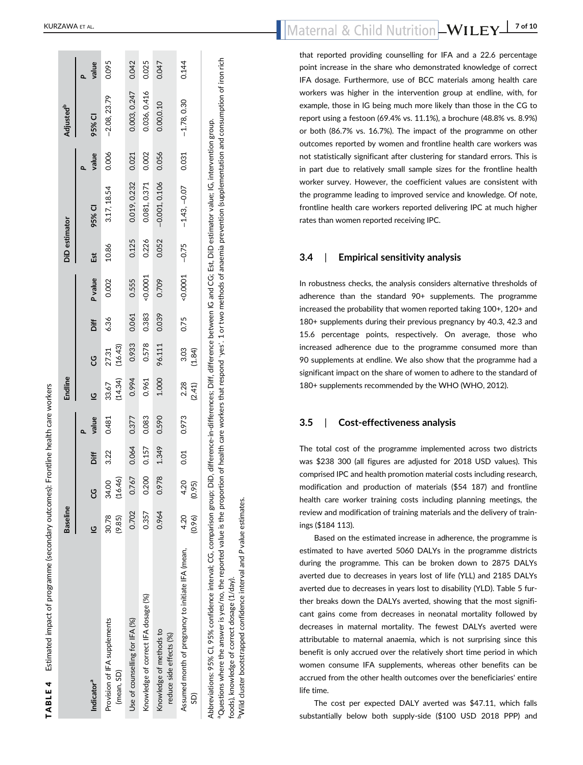**TABLE 4** Estimated impact of programme (secondary outcomes): Frontline health care workers

| Indicator[a] | Baseline | | | | Endline | | | | DiD estimator | | | Adjusted[b] | |
|---|---|---|---|---|---|---|---|---|---|---|---|---|---|
| | IG | CG | Diff | P value | IG | CG | Diff | P value | Est | 95% CI | P value | 95% CI | P value |
| Provision of IFA supplements (mean, SD) | 30.78 (9.85) | 34.00 (16.46) | 3.22 | 0.481 | 33.67 (14.34) | 27.31 (16.43) | 6.36 | 0.002 | 10.86 | 3.17, 18.54 | 0.006 | −2.08, 23.79 | 0.095 |
| Use of counselling for IFA (%) | 0.702 | 0.767 | 0.064 | 0.377 | 0.994 | 0.933 | 0.061 | 0.555 | 0.125 | 0.019, 0.2232 | 0.021 | 0.003, 0.247 | 0.042 |
| Knowledge of correct IFA dosage (%) | 0.357 | 0.200 | 0.157 | 0.083 | 0.961 | 0.578 | 0.383 | <0.0001 | 0.226 | 0.081, 0.371 | 0.002 | 0.036, 0.416 | 0.025 |
| Knowledge of methods to reduce side effects (%) | 0.964 | 0.978 | 1.349 | 0.590 | 1.000 | 96.111 | 0.039 | 0.709 | 0.052 | −0.001, 0.106 | 0.056 | 0.00,0.10 | 0.047 |
| Assumed month of pregnancy to initiate IFA (mean, SD) | 4.20 (0.96) | 4.20 (0.95) | 0.01 | 0.973 | 2.28 (2.41) | 3.03 (1.84) | 0.75 | <0.0001 | −0.75 | −1.43, −0.07 | 0.031 | −1.78, 0.30 | 0.144 |

Abbreviations: 95% CI, 95% confidence interval; CG, comparison group; DiD, difference-in-differences; Diff, difference between IG and CG; Est, DiD estimator value; IG, intervention group.

[a]Questions where the answer is yes/no, the reported value is the proportion of health care workers that respond 'yes'. 1 or two methods of anaemia prevention (supplementation and consumption of iron rich foods), knowledge of correct dosage (1/day).

[b]Wild cluster bootstrapped confidence interval and P value estimates.

that reported providing counselling for IFA and a 22.6 percentage point increase in the share who demonstrated knowledge of correct IFA dosage. Furthermore, use of BCC materials among health care workers was higher in the intervention group at endline, with, for example, those in IG being much more likely than those in the CG to report using a festoon (69.4% vs. 11.1%), a brochure (48.8% vs. 8.9%) or both (86.7% vs. 16.7%). The impact of the programme on other outcomes reported by women and frontline health care workers was not statistically significant after clustering for standard errors. This is in part due to relatively small sample sizes for the frontline health worker survey. However, the coefficient values are consistent with the programme leading to improved service and knowledge. Of note, frontline health care workers reported delivering IPC at much higher rates than women reported receiving IPC.

### 3.4 | Empirical sensitivity analysis

In robustness checks, the analysis considers alternative thresholds of adherence than the standard 90+ supplements. The programme increased the probability that women reported taking 100+, 120+ and 180+ supplements during their previous pregnancy by 40.3, 42.3 and 15.6 percentage points, respectively. On average, those who increased adherence due to the programme consumed more than 90 supplements at endline. We also show that the programme had a significant impact on the share of women to adhere to the standard of 180+ supplements recommended by the WHO (WHO, 2012).

### 3.5 | Cost-effectiveness analysis

The total cost of the programme implemented across two districts was $238 300 (all figures are adjusted for 2018 USD values). This comprised IPC and health promotion material costs including research, modification and production of materials ($54 187) and frontline health care worker training costs including planning meetings, the review and modification of training materials and the delivery of trainings ($184 113).

Based on the estimated increase in adherence, the programme is estimated to have averted 5060 DALYs in the programme districts during the programme. This can be broken down to 2875 DALYs averted due to decreases in years lost of life (YLL) and 2185 DALYs averted due to decreases in years lost to disability (YLD). Table 5 further breaks down the DALYs averted, showing that the most significant gains come from decreases in neonatal mortality followed by decreases in maternal mortality. The fewest DALYs averted were attributable to maternal anaemia, which is not surprising since this benefit is only accrued over the relatively short time period in which women consume IFA supplements, whereas other benefits can be accrued from the other health outcomes over the beneficiaries' entire life time.

The cost per expected DALY averted was $47.11, which falls substantially below both supply-side ($100 USD 2018 PPP) and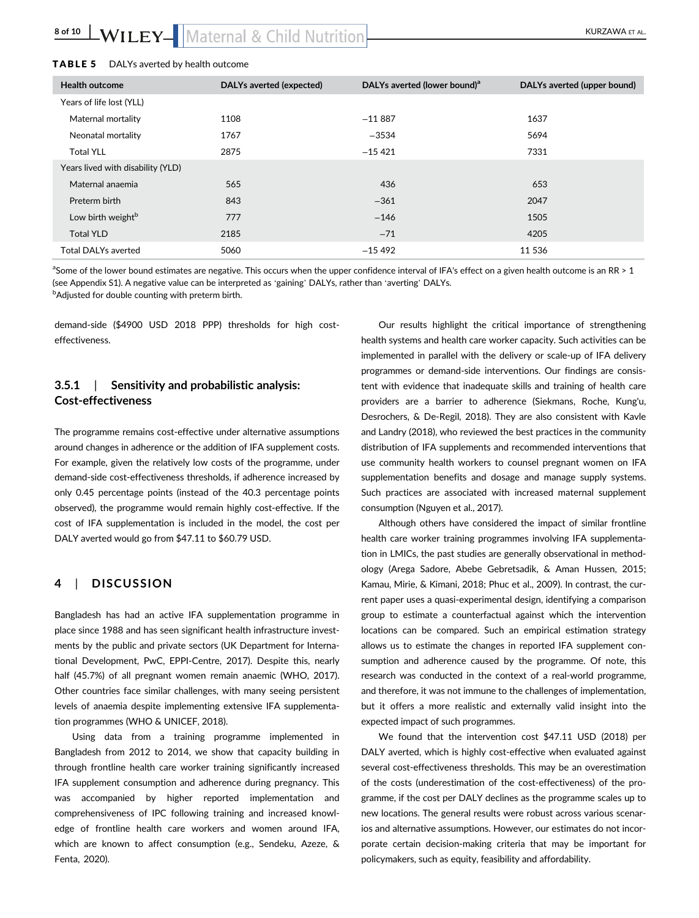**TABLE 5** DALYs averted by health outcome

| Health outcome | DALYs averted (expected) | DALYs averted (lower bound)[a] | DALYs averted (upper bound) |
|---|---|---|---|
| Years of life lost (YLL) | | | |
| Maternal mortality | 1108 | −11 887 | 1637 |
| Neonatal mortality | 1767 | −3534 | 5694 |
| Total YLL | 2875 | −15 421 | 7331 |
| Years lived with disability (YLD) | | | |
| Maternal anaemia | 565 | 436 | 653 |
| Preterm birth | 843 | −361 | 2047 |
| Low birth weight[b] | 777 | −146 | 1505 |
| Total YLD | 2185 | −71 | 4205 |
| Total DALYs averted | 5060 | −15 492 | 11 536 |

[a]Some of the lower bound estimates are negative. This occurs when the upper confidence interval of IFA's effect on a given health outcome is an RR > 1 (see Appendix S1). A negative value can be interpreted as 'gaining' DALYs, rather than 'averting' DALYs.
[b]Adjusted for double counting with preterm birth.

demand-side ($4900 USD 2018 PPP) thresholds for high cost-effectiveness.

### 3.5.1 | Sensitivity and probabilistic analysis: Cost-effectiveness

The programme remains cost-effective under alternative assumptions around changes in adherence or the addition of IFA supplement costs. For example, given the relatively low costs of the programme, under demand-side cost-effectiveness thresholds, if adherence increased by only 0.45 percentage points (instead of the 40.3 percentage points observed), the programme would remain highly cost-effective. If the cost of IFA supplementation is included in the model, the cost per DALY averted would go from $47.11 to $60.79 USD.

## 4 | DISCUSSION

Bangladesh has had an active IFA supplementation programme in place since 1988 and has seen significant health infrastructure investments by the public and private sectors (UK Department for International Development, PwC, EPPI-Centre, 2017). Despite this, nearly half (45.7%) of all pregnant women remain anaemic (WHO, 2017). Other countries face similar challenges, with many seeing persistent levels of anaemia despite implementing extensive IFA supplementation programmes (WHO & UNICEF, 2018).

Using data from a training programme implemented in Bangladesh from 2012 to 2014, we show that capacity building in through frontline health care worker training significantly increased IFA supplement consumption and adherence during pregnancy. This was accompanied by higher reported implementation and comprehensiveness of IPC following training and increased knowledge of frontline health care workers and women around IFA, which are known to affect consumption (e.g., Sendeku, Azeze, & Fenta, 2020).

Our results highlight the critical importance of strengthening health systems and health care worker capacity. Such activities can be implemented in parallel with the delivery or scale-up of IFA delivery programmes or demand-side interventions. Our findings are consistent with evidence that inadequate skills and training of health care providers are a barrier to adherence (Siekmans, Roche, Kung'u, Desrochers, & De-Regil, 2018). They are also consistent with Kavle and Landry (2018), who reviewed the best practices in the community distribution of IFA supplements and recommended interventions that use community health workers to counsel pregnant women on IFA supplementation benefits and dosage and manage supply systems. Such practices are associated with increased maternal supplement consumption (Nguyen et al., 2017).

Although others have considered the impact of similar frontline health care worker training programmes involving IFA supplementation in LMICs, the past studies are generally observational in methodology (Arega Sadore, Abebe Gebretsadik, & Aman Hussen, 2015; Kamau, Mirie, & Kimani, 2018; Phuc et al., 2009). In contrast, the current paper uses a quasi-experimental design, identifying a comparison group to estimate a counterfactual against which the intervention locations can be compared. Such an empirical estimation strategy allows us to estimate the changes in reported IFA supplement consumption and adherence caused by the programme. Of note, this research was conducted in the context of a real-world programme, and therefore, it was not immune to the challenges of implementation, but it offers a more realistic and externally valid insight into the expected impact of such programmes.

We found that the intervention cost $47.11 USD (2018) per DALY averted, which is highly cost-effective when evaluated against several cost-effectiveness thresholds. This may be an overestimation of the costs (underestimation of the cost-effectiveness) of the programme, if the cost per DALY declines as the programme scales up to new locations. The general results were robust across various scenarios and alternative assumptions. However, our estimates do not incorporate certain decision-making criteria that may be important for policymakers, such as equity, feasibility and affordability.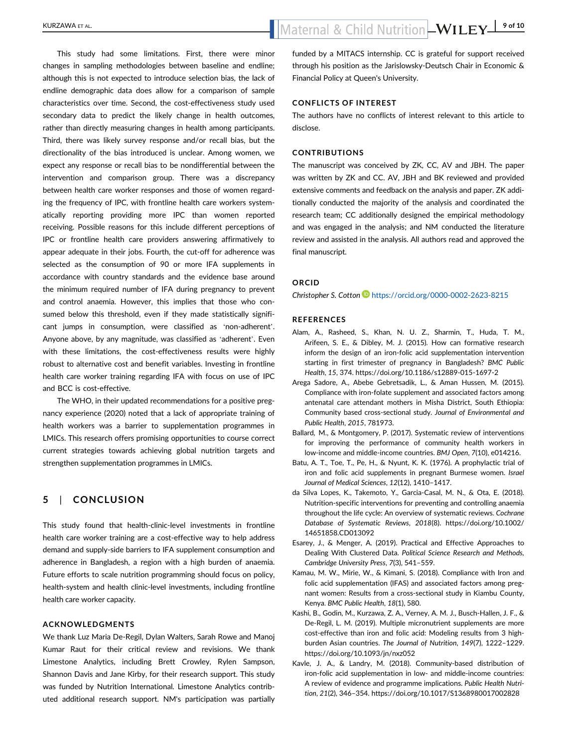This study had some limitations. First, there were minor changes in sampling methodologies between baseline and endline; although this is not expected to introduce selection bias, the lack of endline demographic data does allow for a comparison of sample characteristics over time. Second, the cost-effectiveness study used secondary data to predict the likely change in health outcomes, rather than directly measuring changes in health among participants. Third, there was likely survey response and/or recall bias, but the directionality of the bias introduced is unclear. Among women, we expect any response or recall bias to be nondifferential between the intervention and comparison group. There was a discrepancy between health care worker responses and those of women regarding the frequency of IPC, with frontline health care workers systematically reporting providing more IPC than women reported receiving. Possible reasons for this include different perceptions of IPC or frontline health care providers answering affirmatively to appear adequate in their jobs. Fourth, the cut-off for adherence was selected as the consumption of 90 or more IFA supplements in accordance with country standards and the evidence base around the minimum required number of IFA during pregnancy to prevent and control anaemia. However, this implies that those who consumed below this threshold, even if they made statistically significant jumps in consumption, were classified as 'non-adherent'. Anyone above, by any magnitude, was classified as 'adherent'. Even with these limitations, the cost-effectiveness results were highly robust to alternative cost and benefit variables. Investing in frontline health care worker training regarding IFA with focus on use of IPC and BCC is cost-effective.

The WHO, in their updated recommendations for a positive pregnancy experience (2020) noted that a lack of appropriate training of health workers was a barrier to supplementation programmes in LMICs. This research offers promising opportunities to course correct current strategies towards achieving global nutrition targets and strengthen supplementation programmes in LMICs.

## 5 | CONCLUSION

This study found that health-clinic-level investments in frontline health care worker training are a cost-effective way to help address demand and supply-side barriers to IFA supplement consumption and adherence in Bangladesh, a region with a high burden of anaemia. Future efforts to scale nutrition programming should focus on policy, health-system and health clinic-level investments, including frontline health care worker capacity.

### ACKNOWLEDGMENTS

We thank Luz Maria De-Regil, Dylan Walters, Sarah Rowe and Manoj Kumar Raut for their critical review and revisions. We thank Limestone Analytics, including Brett Crowley, Rylen Sampson, Shannon Davis and Jane Kirby, for their research support. This study was funded by Nutrition International. Limestone Analytics contributed additional research support. NM's participation was partially funded by a MITACS internship. CC is grateful for support received through his position as the Jarislowsky-Deutsch Chair in Economic & Financial Policy at Queen's University.

### CONFLICTS OF INTEREST

The authors have no conflicts of interest relevant to this article to disclose.

### CONTRIBUTIONS

The manuscript was conceived by ZK, CC, AV and JBH. The paper was written by ZK and CC. AV, JBH and BK reviewed and provided extensive comments and feedback on the analysis and paper. ZK additionally conducted the majority of the analysis and coordinated the research team; CC additionally designed the empirical methodology and was engaged in the analysis; and NM conducted the literature review and assisted in the analysis. All authors read and approved the final manuscript.

### ORCID

*Christopher S. Cotton* https://orcid.org/0000-0002-2623-8215

### REFERENCES

Alam, A., Rasheed, S., Khan, N. U. Z., Sharmin, T., Huda, T. M., Arifeen, S. E., & Dibley, M. J. (2015). How can formative research inform the design of an iron-folic acid supplementation intervention starting in first trimester of pregnancy in Bangladesh? *BMC Public Health*, *15*, 374. https://doi.org/10.1186/s12889-015-1697-2

Arega Sadore, A., Abebe Gebretsadik, L., & Aman Hussen, M. (2015). Compliance with iron-folate supplement and associated factors among antenatal care attendant mothers in Misha District, South Ethiopia: Community based cross-sectional study. *Journal of Environmental and Public Health*, *2015*, 781973.

Ballard, M., & Montgomery, P. (2017). Systematic review of interventions for improving the performance of community health workers in low-income and middle-income countries. *BMJ Open*, *7*(10), e014216.

Batu, A. T., Toe, T., Pe, H., & Nyunt, K. K. (1976). A prophylactic trial of iron and folic acid supplements in pregnant Burmese women. *Israel Journal of Medical Sciences*, *12*(12), 1410–1417.

da Silva Lopes, K., Takemoto, Y., Garcia-Casal, M. N., & Ota, E. (2018). Nutrition-specific interventions for preventing and controlling anaemia throughout the life cycle: An overview of systematic reviews. *Cochrane Database of Systematic Reviews*, *2018*(8). https://doi.org/10.1002/14651858.CD013092

Esarey, J., & Menger, A. (2019). Practical and Effective Approaches to Dealing With Clustered Data. *Political Science Research and Methods*, *Cambridge University Press*, *7*(3), 541–559.

Kamau, M. W., Mirie, W., & Kimani, S. (2018). Compliance with Iron and folic acid supplementation (IFAS) and associated factors among pregnant women: Results from a cross-sectional study in Kiambu County, Kenya. *BMC Public Health*, *18*(1), 580.

Kashi, B., Godin, M., Kurzawa, Z. A., Verney, A. M. J., Busch-Hallen, J. F., & De-Regil, L. M. (2019). Multiple micronutrient supplements are more cost-effective than iron and folic acid: Modeling results from 3 high-burden Asian countries. *The Journal of Nutrition*, *149*(7), 1222–1229. https://doi.org/10.1093/jn/nxz052

Kavle, J. A., & Landry, M. (2018). Community-based distribution of iron-folic acid supplementation in low- and middle-income countries: A review of evidence and programme implications. *Public Health Nutrition*, *21*(2), 346–354. https://doi.org/10.1017/S1368980017002828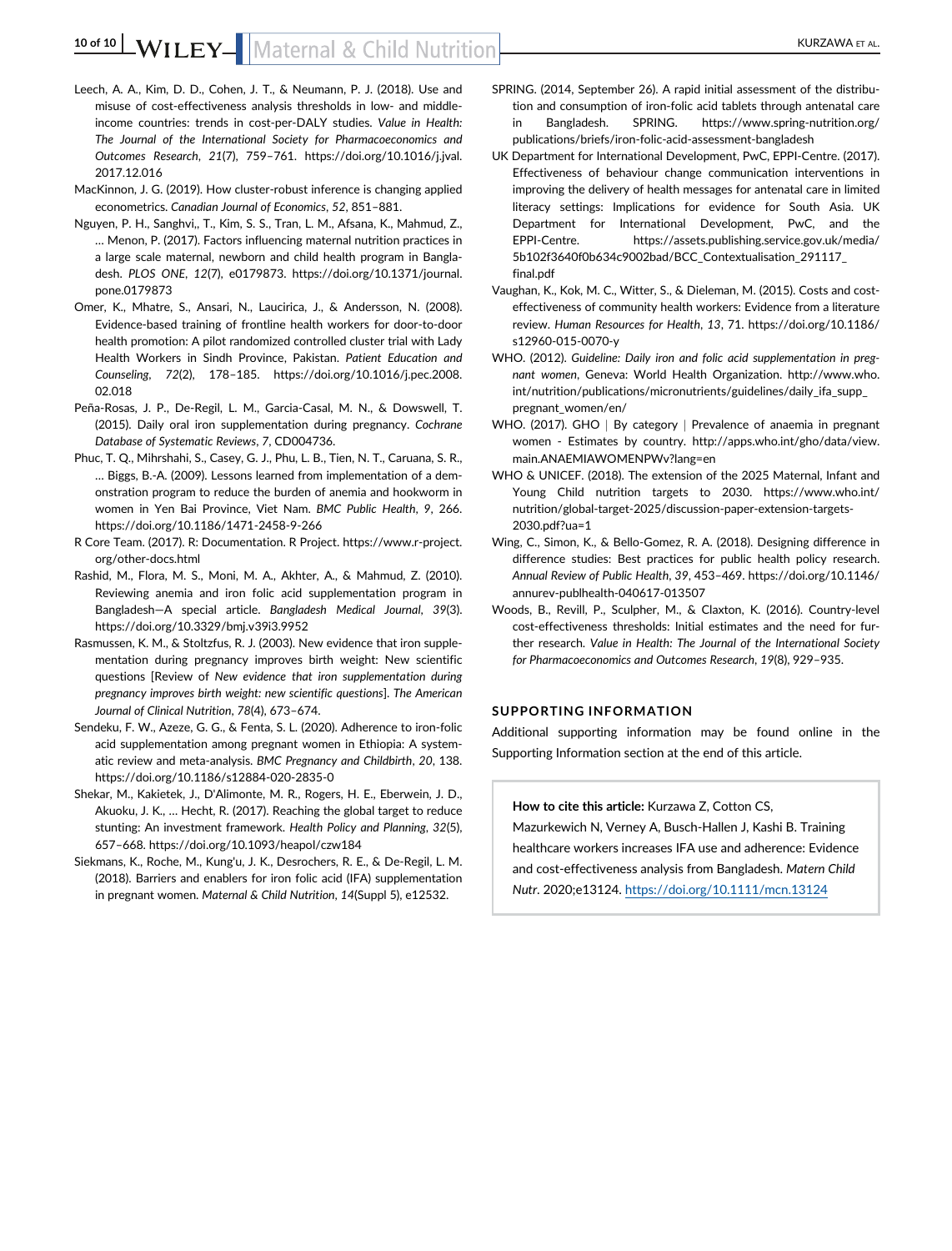Leech, A. A., Kim, D. D., Cohen, J. T., & Neumann, P. J. (2018). Use and misuse of cost-effectiveness analysis thresholds in low- and middle-income countries: trends in cost-per-DALY studies. *Value in Health: The Journal of the International Society for Pharmacoeconomics and Outcomes Research*, *21*(7), 759–761. https://doi.org/10.1016/j.jval.2017.12.016

MacKinnon, J. G. (2019). How cluster-robust inference is changing applied econometrics. *Canadian Journal of Economics*, *52*, 851–881.

Nguyen, P. H., Sanghvi,, T., Kim, S. S., Tran, L. M., Afsana, K., Mahmud, Z., … Menon, P. (2017). Factors influencing maternal nutrition practices in a large scale maternal, newborn and child health program in Bangladesh. *PLOS ONE*, *12*(7), e0179873. https://doi.org/10.1371/journal.pone.0179873

Omer, K., Mhatre, S., Ansari, N., Laucirica, J., & Andersson, N. (2008). Evidence-based training of frontline health workers for door-to-door health promotion: A pilot randomized controlled cluster trial with Lady Health Workers in Sindh Province, Pakistan. *Patient Education and Counseling*, *72*(2), 178–185. https://doi.org/10.1016/j.pec.2008.02.018

Peña-Rosas, J. P., De-Regil, L. M., Garcia-Casal, M. N., & Dowswell, T. (2015). Daily oral iron supplementation during pregnancy. *Cochrane Database of Systematic Reviews*, *7*, CD004736.

Phuc, T. Q., Mihrshahi, S., Casey, G. J., Phu, L. B., Tien, N. T., Caruana, S. R., … Biggs, B.-A. (2009). Lessons learned from implementation of a demonstration program to reduce the burden of anemia and hookworm in women in Yen Bai Province, Viet Nam. *BMC Public Health*, *9*, 266. https://doi.org/10.1186/1471-2458-9-266

R Core Team. (2017). R: Documentation. R Project. https://www.r-project.org/other-docs.html

Rashid, M., Flora, M. S., Moni, M. A., Akhter, A., & Mahmud, Z. (2010). Reviewing anemia and iron folic acid supplementation program in Bangladesh—A special article. *Bangladesh Medical Journal*, *39*(3). https://doi.org/10.3329/bmj.v39i3.9952

Rasmussen, K. M., & Stoltzfus, R. J. (2003). New evidence that iron supplementation during pregnancy improves birth weight: New scientific questions [Review of *New evidence that iron supplementation during pregnancy improves birth weight: new scientific questions*]. *The American Journal of Clinical Nutrition*, *78*(4), 673–674.

Sendeku, F. W., Azeze, G. G., & Fenta, S. L. (2020). Adherence to iron-folic acid supplementation among pregnant women in Ethiopia: A systematic review and meta-analysis. *BMC Pregnancy and Childbirth*, *20*, 138. https://doi.org/10.1186/s12884-020-2835-0

Shekar, M., Kakietek, J., D'Alimonte, M. R., Rogers, H. E., Eberwein, J. D., Akuoku, J. K., … Hecht, R. (2017). Reaching the global target to reduce stunting: An investment framework. *Health Policy and Planning*, *32*(5), 657–668. https://doi.org/10.1093/heapol/czw184

Siekmans, K., Roche, M., Kung'u, J. K., Desrochers, R. E., & De-Regil, L. M. (2018). Barriers and enablers for iron folic acid (IFA) supplementation in pregnant women. *Maternal & Child Nutrition*, *14*(Suppl 5), e12532.

SPRING. (2014, September 26). A rapid initial assessment of the distribution and consumption of iron-folic acid tablets through antenatal care in Bangladesh. SPRING. https://www.spring-nutrition.org/publications/briefs/iron-folic-acid-assessment-bangladesh

UK Department for International Development, PwC, EPPI-Centre. (2017). Effectiveness of behaviour change communication interventions in improving the delivery of health messages for antenatal care in limited literacy settings: Implications for evidence for South Asia. UK Department for International Development, PwC, and the EPPI-Centre. https://assets.publishing.service.gov.uk/media/5b102f3640f0b634c9002bad/BCC_Contextualisation_291117_final.pdf

Vaughan, K., Kok, M. C., Witter, S., & Dieleman, M. (2015). Costs and cost-effectiveness of community health workers: Evidence from a literature review. *Human Resources for Health*, *13*, 71. https://doi.org/10.1186/s12960-015-0070-y

WHO. (2012). *Guideline: Daily iron and folic acid supplementation in pregnant women*, Geneva: World Health Organization. http://www.who.int/nutrition/publications/micronutrients/guidelines/daily_ifa_supp_pregnant_women/en/

WHO. (2017). GHO | By category | Prevalence of anaemia in pregnant women - Estimates by country. http://apps.who.int/gho/data/view.main.ANAEMIAWOMENPWv?lang=en

WHO & UNICEF. (2018). The extension of the 2025 Maternal, Infant and Young Child nutrition targets to 2030. https://www.who.int/nutrition/global-target-2025/discussion-paper-extension-targets-2030.pdf?ua=1

Wing, C., Simon, K., & Bello-Gomez, R. A. (2018). Designing difference in difference studies: Best practices for public health policy research. *Annual Review of Public Health*, *39*, 453–469. https://doi.org/10.1146/annurev-publhealth-040617-013507

Woods, B., Revill, P., Sculpher, M., & Claxton, K. (2016). Country-level cost-effectiveness thresholds: Initial estimates and the need for further research. *Value in Health: The Journal of the International Society for Pharmacoeconomics and Outcomes Research*, *19*(8), 929–935.

## SUPPORTING INFORMATION

Additional supporting information may be found online in the Supporting Information section at the end of this article.

**How to cite this article:** Kurzawa Z, Cotton CS, Mazurkewich N, Verney A, Busch-Hallen J, Kashi B. Training healthcare workers increases IFA use and adherence: Evidence and cost-effectiveness analysis from Bangladesh. *Matern Child Nutr*. 2020;e13124. https://doi.org/10.1111/mcn.13124